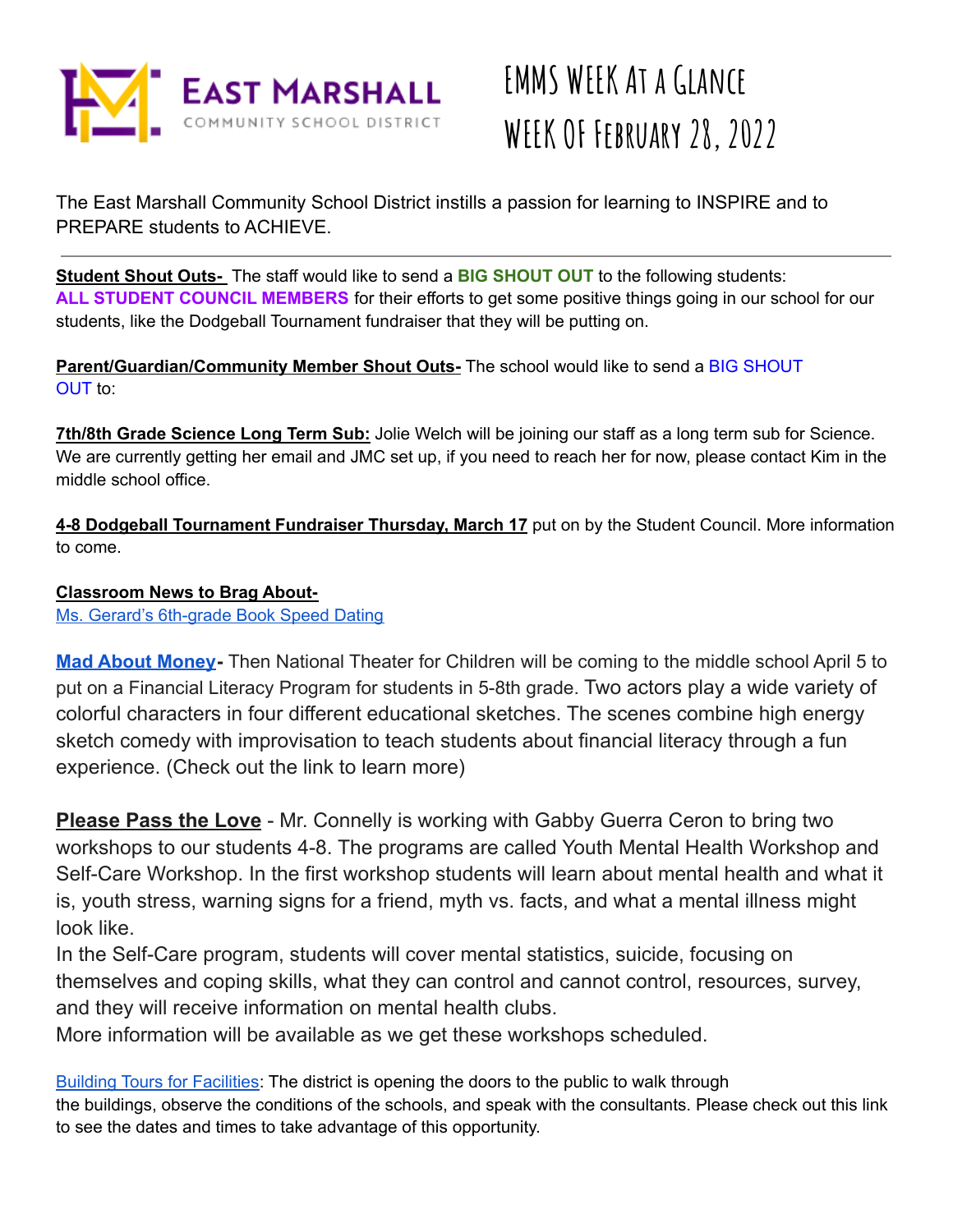EAST MARSHALL
COMMUNITY SCHOOL DISTRICT

# EMMS Week At a Glance
# Week Of February 28, 2022

The East Marshall Community School District instills a passion for learning to INSPIRE and to PREPARE students to ACHIEVE.

---

**Student Shout Outs-** The staff would like to send a **BIG SHOUT OUT** to the following students:
**ALL STUDENT COUNCIL MEMBERS** for their efforts to get some positive things going in our school for our students, like the Dodgeball Tournament fundraiser that they will be putting on.

**Parent/Guardian/Community Member Shout Outs-** The school would like to send a BIG SHOUT OUT to:

**7th/8th Grade Science Long Term Sub:** Jolie Welch will be joining our staff as a long term sub for Science. We are currently getting her email and JMC set up, if you need to reach her for now, please contact Kim in the middle school office.

**4-8 Dodgeball Tournament Fundraiser Thursday, March 17** put on by the Student Council. More information to come.

**Classroom News to Brag About-**
Ms. Gerard's 6th-grade Book Speed Dating

**Mad About Money-** Then National Theater for Children will be coming to the middle school April 5 to put on a Financial Literacy Program for students in 5-8th grade. Two actors play a wide variety of colorful characters in four different educational sketches. The scenes combine high energy sketch comedy with improvisation to teach students about financial literacy through a fun experience. (Check out the link to learn more)

**Please Pass the Love** - Mr. Connelly is working with Gabby Guerra Ceron to bring two workshops to our students 4-8. The programs are called Youth Mental Health Workshop and Self-Care Workshop. In the first workshop students will learn about mental health and what it is, youth stress, warning signs for a friend, myth vs. facts, and what a mental illness might look like.
In the Self-Care program, students will cover mental statistics, suicide, focusing on themselves and coping skills, what they can control and cannot control, resources, survey, and they will receive information on mental health clubs.
More information will be available as we get these workshops scheduled.

Building Tours for Facilities: The district is opening the doors to the public to walk through the buildings, observe the conditions of the schools, and speak with the consultants. Please check out this link to see the dates and times to take advantage of this opportunity.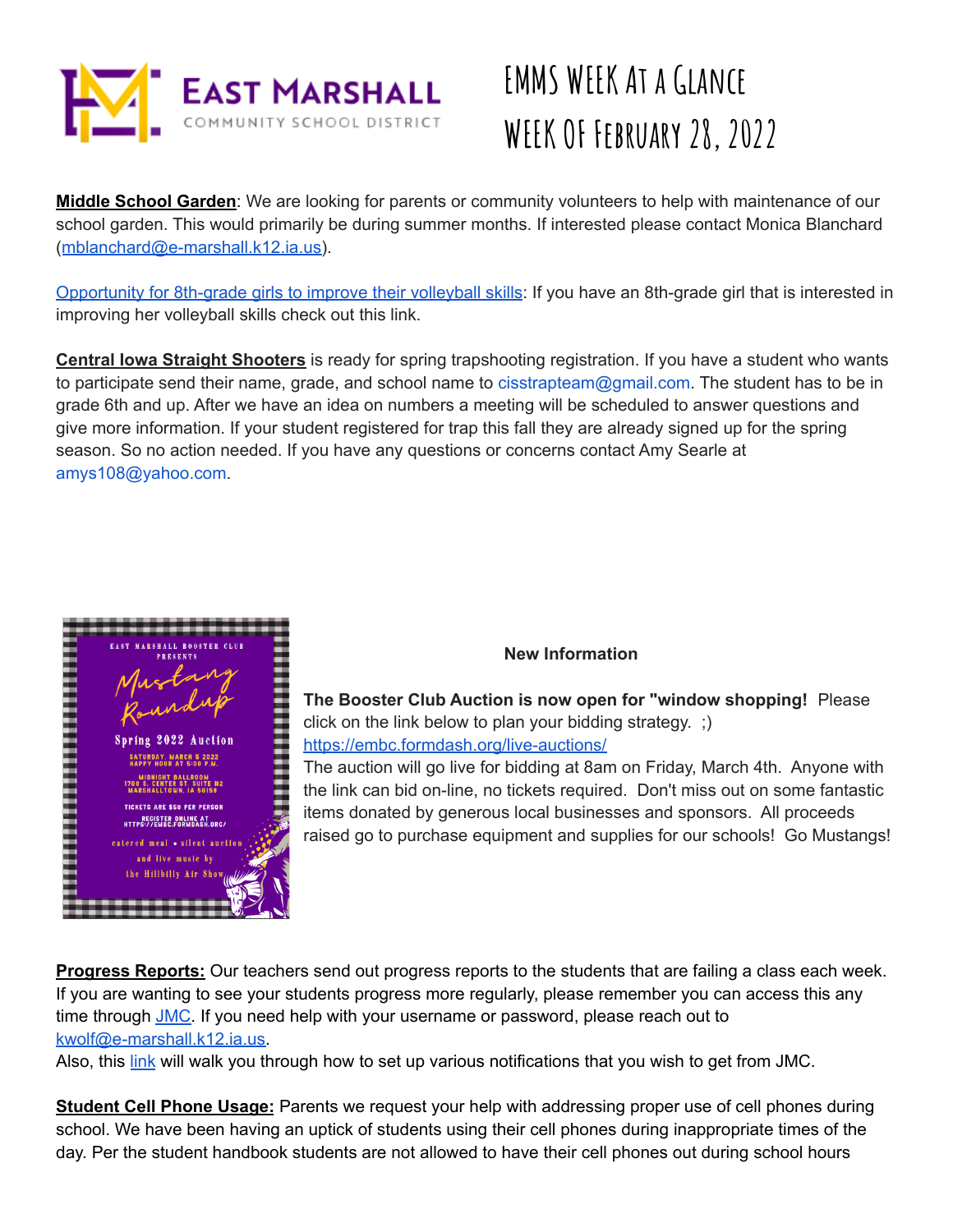# EMMS Week At a Glance

## Week Of February 28, 2022

**Middle School Garden**: We are looking for parents or community volunteers to help with maintenance of our school garden. This would primarily be during summer months. If interested please contact Monica Blanchard (mblanchard@e-marshall.k12.ia.us).

Opportunity for 8th-grade girls to improve their volleyball skills: If you have an 8th-grade girl that is interested in improving her volleyball skills check out this link.

**Central Iowa Straight Shooters** is ready for spring trapshooting registration. If you have a student who wants to participate send their name, grade, and school name to cisstrapteam@gmail.com. The student has to be in grade 6th and up. After we have an idea on numbers a meeting will be scheduled to answer questions and give more information. If your student registered for trap this fall they are already signed up for the spring season. So no action needed. If you have any questions or concerns contact Amy Searle at amys108@yahoo.com.

**New Information**

**The Booster Club Auction is now open for "window shopping!** Please click on the link below to plan your bidding strategy. ;)
https://embc.formdash.org/live-auctions/
The auction will go live for bidding at 8am on Friday, March 4th. Anyone with the link can bid on-line, no tickets required. Don't miss out on some fantastic items donated by generous local businesses and sponsors. All proceeds raised go to purchase equipment and supplies for our schools! Go Mustangs!

**Progress Reports:** Our teachers send out progress reports to the students that are failing a class each week. If you are wanting to see your students progress more regularly, please remember you can access this any time through JMC. If you need help with your username or password, please reach out to kwolf@e-marshall.k12.ia.us.
Also, this link will walk you through how to set up various notifications that you wish to get from JMC.

**Student Cell Phone Usage:** Parents we request your help with addressing proper use of cell phones during school. We have been having an uptick of students using their cell phones during inappropriate times of the day. Per the student handbook students are not allowed to have their cell phones out during school hours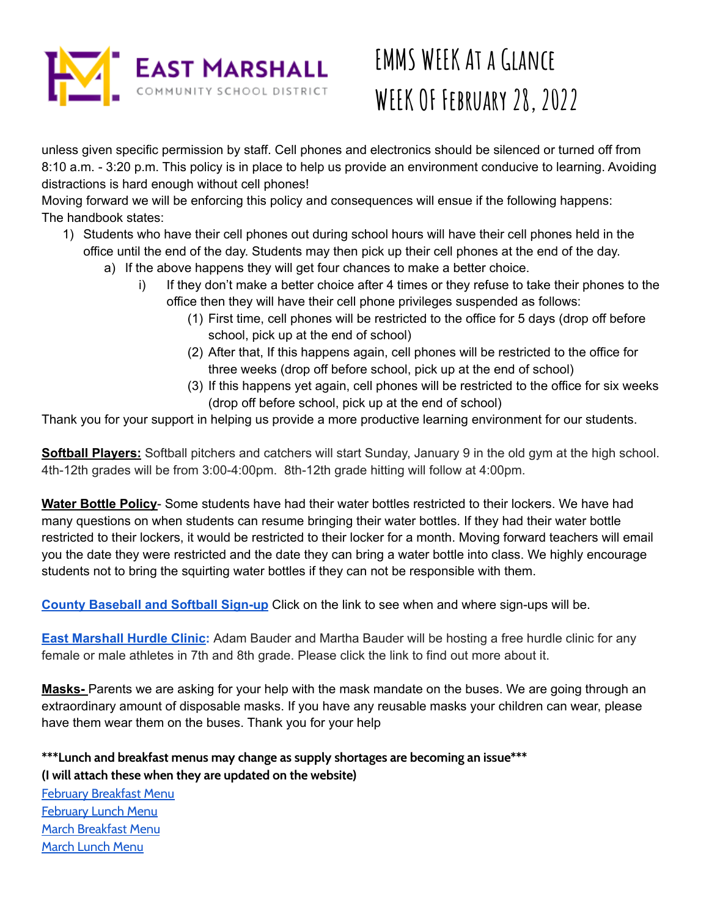unless given specific permission by staff. Cell phones and electronics should be silenced or turned off from 8:10 a.m. - 3:20 p.m. This policy is in place to help us provide an environment conducive to learning. Avoiding distractions is hard enough without cell phones!
Moving forward we will be enforcing this policy and consequences will ensue if the following happens:
The handbook states:

1) Students who have their cell phones out during school hours will have their cell phones held in the office until the end of the day. Students may then pick up their cell phones at the end of the day.
   a) If the above happens they will get four chances to make a better choice.
      i) If they don't make a better choice after 4 times or they refuse to take their phones to the office then they will have their cell phone privileges suspended as follows:
         (1) First time, cell phones will be restricted to the office for 5 days (drop off before school, pick up at the end of school)
         (2) After that, If this happens again, cell phones will be restricted to the office for three weeks (drop off before school, pick up at the end of school)
         (3) If this happens yet again, cell phones will be restricted to the office for six weeks (drop off before school, pick up at the end of school)

Thank you for your support in helping us provide a more productive learning environment for our students.

**Softball Players:** Softball pitchers and catchers will start Sunday, January 9 in the old gym at the high school. 4th-12th grades will be from 3:00-4:00pm. 8th-12th grade hitting will follow at 4:00pm.

**Water Bottle Policy**- Some students have had their water bottles restricted to their lockers. We have had many questions on when students can resume bringing their water bottles. If they had their water bottle restricted to their lockers, it would be restricted to their locker for a month. Moving forward teachers will email you the date they were restricted and the date they can bring a water bottle into class. We highly encourage students not to bring the squirting water bottles if they can not be responsible with them.

**County Baseball and Softball Sign-up** Click on the link to see when and where sign-ups will be.

**East Marshall Hurdle Clinic:** Adam Bauder and Martha Bauder will be hosting a free hurdle clinic for any female or male athletes in 7th and 8th grade. Please click the link to find out more about it.

**Masks-** Parents we are asking for your help with the mask mandate on the buses. We are going through an extraordinary amount of disposable masks. If you have any reusable masks your children can wear, please have them wear them on the buses. Thank you for your help

**\*\*\*Lunch and breakfast menus may change as supply shortages are becoming an issue\*\*\***
**(I will attach these when they are updated on the website)**

February Breakfast Menu
February Lunch Menu
March Breakfast Menu
March Lunch Menu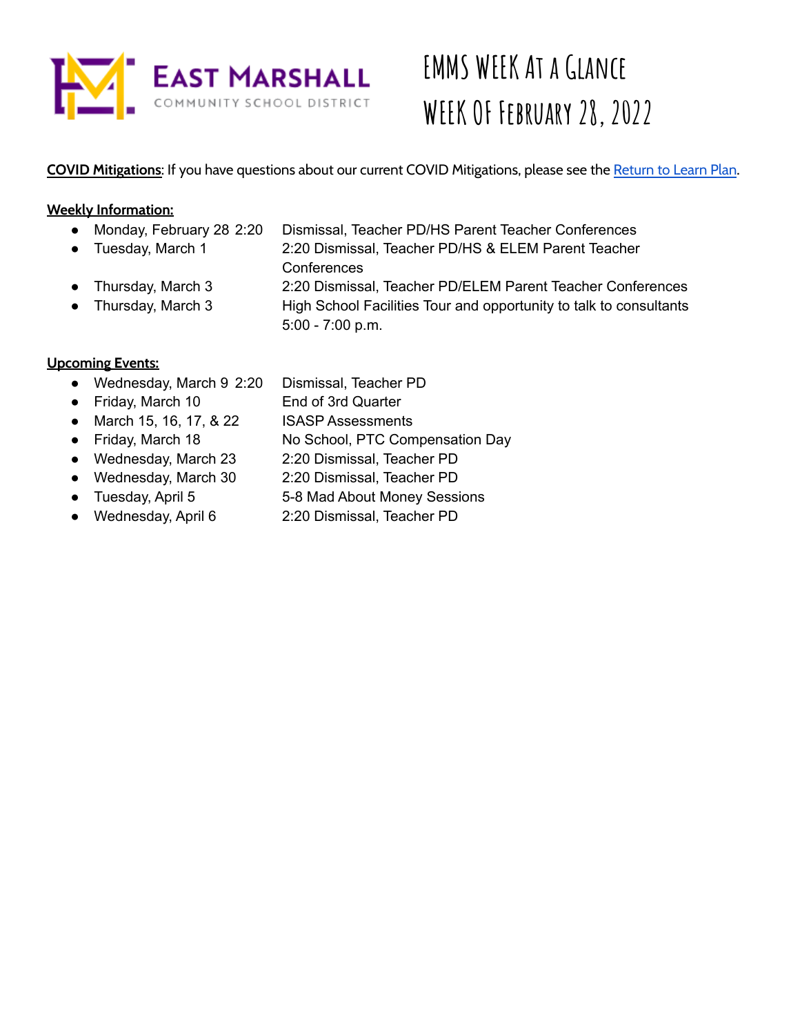EAST MARSHALL
COMMUNITY SCHOOL DISTRICT

# EMMS Week At a Glance
# Week Of February 28, 2022

**COVID Mitigations**: If you have questions about our current COVID Mitigations, please see the Return to Learn Plan.

**Weekly Information:**

- Monday, February 28 2:20 Dismissal, Teacher PD/HS Parent Teacher Conferences
- Tuesday, March 1 2:20 Dismissal, Teacher PD/HS & ELEM Parent Teacher Conferences
- Thursday, March 3 2:20 Dismissal, Teacher PD/ELEM Parent Teacher Conferences
- Thursday, March 3 High School Facilities Tour and opportunity to talk to consultants 5:00 - 7:00 p.m.

**Upcoming Events:**

- Wednesday, March 9 2:20 Dismissal, Teacher PD
- Friday, March 10 End of 3rd Quarter
- March 15, 16, 17, & 22 ISASP Assessments
- Friday, March 18 No School, PTC Compensation Day
- Wednesday, March 23 2:20 Dismissal, Teacher PD
- Wednesday, March 30 2:20 Dismissal, Teacher PD
- Tuesday, April 5 5-8 Mad About Money Sessions
- Wednesday, April 6 2:20 Dismissal, Teacher PD